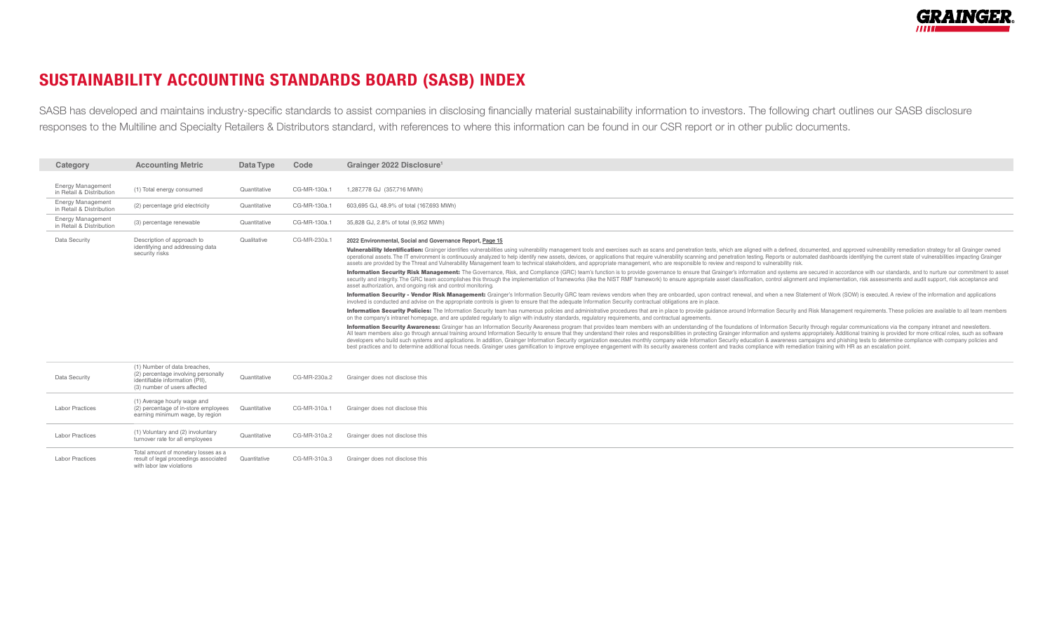# SUSTAINABILITY ACCOUNTING STANDARDS BOARD (SASB) INDEX

SASB has developed and maintains industry-specific standards to assist companies in disclosing financially material sustainability information to investors. The following chart outlines our SASB disclosure responses to the Multiline and Specialty Retailers & Distributors standard, with references to where this information can be found in our CSR report or in other public documents.

| Category | Accounting Metric | Data Type | Code | Grainger 2022 Disclosure[1] |
|---|---|---|---|---|
| Energy Management in Retail & Distribution | (1) Total energy consumed | Quantitative | CG-MR-130a.1 | 1,287,778 GJ (357,716 MWh) |
| Energy Management in Retail & Distribution | (2) percentage grid electricity | Quantitative | CG-MR-130a.1 | 603,695 GJ, 48.9% of total (167,693 MWh) |
| Energy Management in Retail & Distribution | (3) percentage renewable | Quantitative | CG-MR-130a.1 | 35,828 GJ, 2.8% of total (9,952 MWh) |
| Data Security | Description of approach to identifying and addressing data security risks | Qualitative | CG-MR-230a.1 | **2022 Environmental, Social and Governance Report, Page 15**<br><br>**Vulnerability Identification:** Grainger identifies vulnerabilities using vulnerability management tools and exercises such as scans and penetration tests, which are aligned with a defined, documented, and approved vulnerability remediation strategy for all Grainger owned operational assets. The IT environment is continuously analyzed to help identify new assets, devices, or applications that require vulnerability scanning and penetration testing. Reports or automated dashboards identifying the current state of vulnerabilities impacting Grainger assets are provided by the Threat and Vulnerability Management team to technical stakeholders, and appropriate management, who are responsible to review and respond to vulnerability risk.<br><br>**Information Security Risk Management:** The Governance, Risk, and Compliance (GRC) team's function is to provide governance to ensure that Grainger's information and systems are secured in accordance with our standards, and to nurture our commitment to asset security and integrity. The GRC team accomplishes this through the implementation of frameworks (like the NIST RMF framework) to ensure appropriate asset classification, control alignment and implementation, risk assessments and audit support, risk acceptance and asset authorization, and ongoing risk and control monitoring.<br><br>**Information Security - Vendor Risk Management:** Grainger's Information Security GRC team reviews vendors when they are onboarded, upon contract renewal, and when a new Statement of Work (SOW) is executed. A review of the information and applications involved is conducted and advise on the appropriate controls is given to ensure that the adequate Information Security contractual obligations are in place.<br><br>**Information Security Policies:** The Information Security team has numerous policies and administrative procedures that are in place to provide guidance around Information Security and Risk Management requirements. These policies are available to all team members on the company's intranet homepage, and are updated regularly to align with industry standards, regulatory requirements, and contractual agreements.<br><br>**Information Security Awareness:** Grainger has an Information Security Awareness program that provides team members with an understanding of the foundations of Information Security through regular communications via the company intranet and newsletters. All team members also go through annual training around Information Security to ensure that they understand their roles and responsibilities in protecting Grainger information and systems appropriately. Additional training is provided for more critical roles, such as software developers who build such systems and applications. In addition, Grainger Information Security organization executes monthly company wide Information Security education & awareness campaigns and phishing tests to determine compliance with company policies and best practices and to determine additional focus needs. Grainger uses gamification to improve employee engagement with its security awareness content and tracks compliance with remediation training with HR as an escalation point. |
| Data Security | (1) Number of data breaches, (2) percentage involving personally identifiable information (PII), (3) number of users affected | Quantitative | CG-MR-230a.2 | Grainger does not disclose this |
| Labor Practices | (1) Average hourly wage and (2) percentage of in-store employees earning minimum wage, by region | Quantitative | CG-MR-310a.1 | Grainger does not disclose this |
| Labor Practices | (1) Voluntary and (2) involuntary turnover rate for all employees | Quantitative | CG-MR-310a.2 | Grainger does not disclose this |
| Labor Practices | Total amount of monetary losses as a result of legal proceedings associated with labor law violations | Quantitative | CG-MR-310a.3 | Grainger does not disclose this |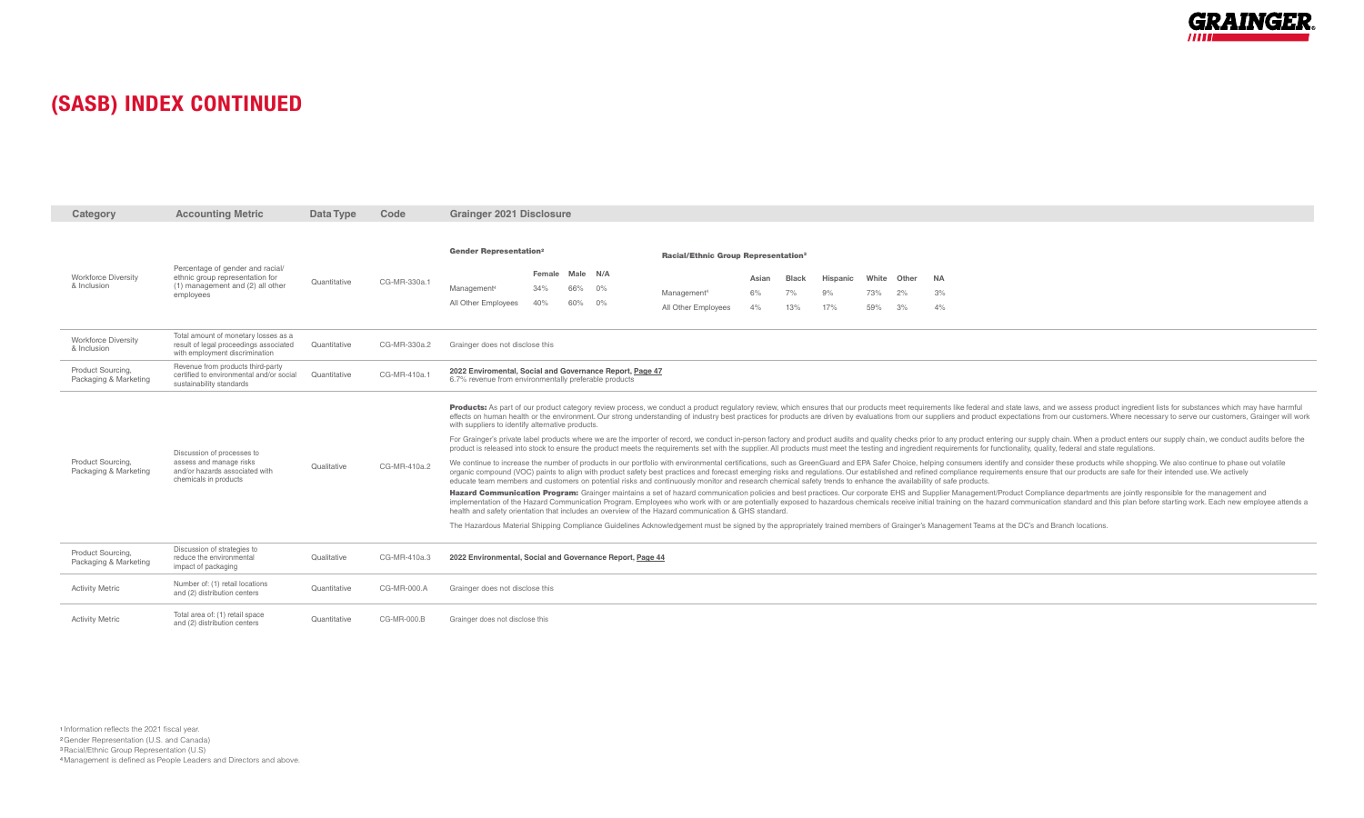# (SASB) INDEX CONTINUED

| Category | Accounting Metric | Data Type | Code | Grainger 2021 Disclosure |
|---|---|---|---|---|
| Workforce Diversity & Inclusion | Percentage of gender and racial/ ethnic group representation for (1) management and (2) all other employees | Quantitative | CG-MR-330a.1 | **Gender Representation[2]**<br>Female / Male / N/A<br>Management[4]: 34% / 66% / 0%<br>All Other Employees: 40% / 60% / 0%<br><br>**Racial/Ethnic Group Representation[3]**<br>Asian / Black / Hispanic / White / Other / NA<br>Management[4]: 6% / 7% / 9% / 73% / 2% / 3%<br>All Other Employees: 4% / 13% / 17% / 59% / 3% / 4% |
| Workforce Diversity & Inclusion | Total amount of monetary losses as a result of legal proceedings associated with employment discrimination | Quantitative | CG-MR-330a.2 | Grainger does not disclose this |
| Product Sourcing, Packaging & Marketing | Revenue from products third-party certified to environmental and/or social sustainability standards | Quantitative | CG-MR-410a.1 | **2022 Enviromental, Social and Governance Report, Page 47**<br>6.7% revenue from environmentally preferable products |
| Product Sourcing, Packaging & Marketing | Discussion of processes to assess and manage risks and/or hazards associated with chemicals in products | Qualitative | CG-MR-410a.2 | **Products:** As part of our product category review process, we conduct a product regulatory review, which ensures that our products meet requirements like federal and state laws, and we assess product ingredient lists for substances which may have harmful effects on human health or the environment. Our strong understanding of industry best practices for products are driven by evaluations from our suppliers and product expectations from our customers. Where necessary to serve our customers, Grainger will work with suppliers to identify alternative products.<br><br>For Grainger's private label products where we are the importer of record, we conduct in-person factory and product audits and quality checks prior to any product entering our supply chain. When a product enters our supply chain, we conduct audits before the product is released into stock to ensure the product meets the requirements set with the supplier. All products must meet the testing and ingredient requirements for functionality, quality, federal and state regulations.<br><br>We continue to increase the number of products in our portfolio with environmental certifications, such as GreenGuard and EPA Safer Choice, helping consumers identify and consider these products while shopping. We also continue to phase out volatile organic compound (VOC) paints to align with product safety best practices and forecast emerging risks and regulations. Our established and refined compliance requirements ensure that our products are safe for their intended use. We actively educate team members and customers on potential risks and continuously monitor and research chemical safety trends to enhance the availability of safe products.<br><br>**Hazard Communication Program:** Grainger maintains a set of hazard communication policies and best practices. Our corporate EHS and Supplier Management/Product Compliance departments are jointly responsible for the management and implementation of the Hazard Communication Program. Employees who work with or are potentially exposed to hazardous chemicals receive initial training on the hazard communication standard and this plan before starting work. Each new employee attends a health and safety orientation that includes an overview of the Hazard communication & GHS standard.<br><br>The Hazardous Material Shipping Compliance Guidelines Acknowledgement must be signed by the appropriately trained members of Grainger's Management Teams at the DC's and Branch locations. |
| Product Sourcing, Packaging & Marketing | Discussion of strategies to reduce the environmental impact of packaging | Qualitative | CG-MR-410a.3 | **2022 Environmental, Social and Governance Report, Page 44** |
| Activity Metric | Number of: (1) retail locations and (2) distribution centers | Quantitative | CG-MR-000.A | Grainger does not disclose this |
| Activity Metric | Total area of: (1) retail space and (2) distribution centers | Quantitative | CG-MR-000.B | Grainger does not disclose this |

[1] Information reflects the 2021 fiscal year.
[2] Gender Representation (U.S. and Canada)
[3] Racial/Ethnic Group Representation (U.S)
[4] Management is defined as People Leaders and Directors and above.